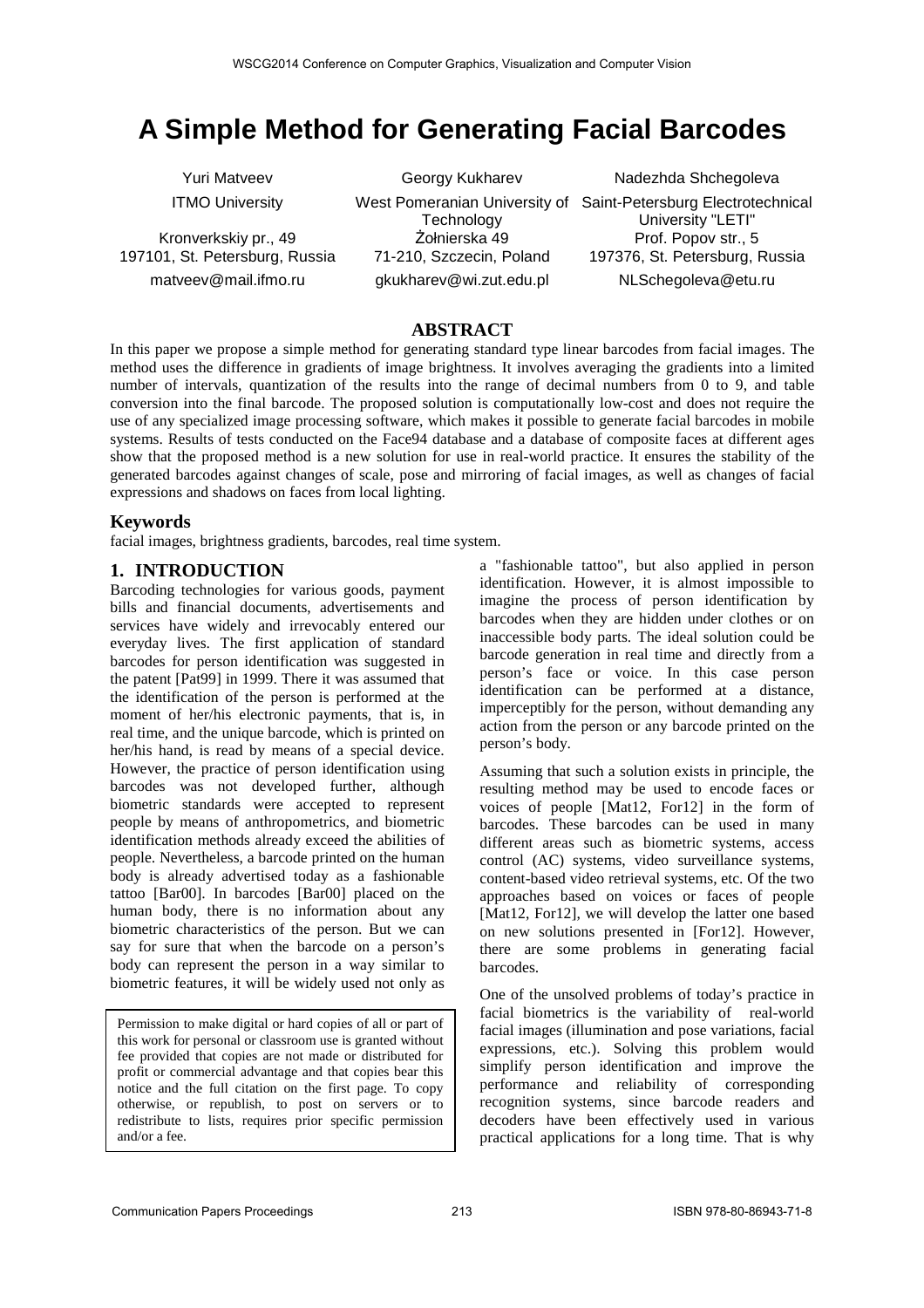# A Simple Method for Generating Facial Barcodes

Yuri Matveev
ITMO University
Kronverkskiy pr., 49
197101, St. Petersburg, Russia
matveev@mail.ifmo.ru

Georgy Kukharev
West Pomeranian University of Technology
Żołnierska 49
71-210, Szczecin, Poland
gkukharev@wi.zut.edu.pl

Nadezhda Shchegoleva
Saint-Petersburg Electrotechnical University "LETI"
Prof. Popov str., 5
197376, St. Petersburg, Russia
NLSchegoleva@etu.ru

## ABSTRACT

In this paper we propose a simple method for generating standard type linear barcodes from facial images. The method uses the difference in gradients of image brightness. It involves averaging the gradients into a limited number of intervals, quantization of the results into the range of decimal numbers from 0 to 9, and table conversion into the final barcode. The proposed solution is computationally low-cost and does not require the use of any specialized image processing software, which makes it possible to generate facial barcodes in mobile systems. Results of tests conducted on the Face94 database and a database of composite faces at different ages show that the proposed method is a new solution for use in real-world practice. It ensures the stability of the generated barcodes against changes of scale, pose and mirroring of facial images, as well as changes of facial expressions and shadows on faces from local lighting.

## Keywords

facial images, brightness gradients, barcodes, real time system.

## 1. INTRODUCTION

Barcoding technologies for various goods, payment bills and financial documents, advertisements and services have widely and irrevocably entered our everyday lives. The first application of standard barcodes for person identification was suggested in the patent [Pat99] in 1999. There it was assumed that the identification of the person is performed at the moment of her/his electronic payments, that is, in real time, and the unique barcode, which is printed on her/his hand, is read by means of a special device. However, the practice of person identification using barcodes was not developed further, although biometric standards were accepted to represent people by means of anthropometrics, and biometric identification methods already exceed the abilities of people. Nevertheless, a barcode printed on the human body is already advertised today as a fashionable tattoo [Bar00]. In barcodes [Bar00] placed on the human body, there is no information about any biometric characteristics of the person. But we can say for sure that when the barcode on a person's body can represent the person in a way similar to biometric features, it will be widely used not only as a "fashionable tattoo", but also applied in person identification. However, it is almost impossible to imagine the process of person identification by barcodes when they are hidden under clothes or on inaccessible body parts. The ideal solution could be barcode generation in real time and directly from a person's face or voice. In this case person identification can be performed at a distance, imperceptibly for the person, without demanding any action from the person or any barcode printed on the person's body.

Assuming that such a solution exists in principle, the resulting method may be used to encode faces or voices of people [Mat12, For12] in the form of barcodes. These barcodes can be used in many different areas such as biometric systems, access control (AC) systems, video surveillance systems, content-based video retrieval systems, etc. Of the two approaches based on voices or faces of people [Mat12, For12], we will develop the latter one based on new solutions presented in [For12]. However, there are some problems in generating facial barcodes.

One of the unsolved problems of today's practice in facial biometrics is the variability of real-world facial images (illumination and pose variations, facial expressions, etc.). Solving this problem would simplify person identification and improve the performance and reliability of corresponding recognition systems, since barcode readers and decoders have been effectively used in various practical applications for a long time. That is why

Permission to make digital or hard copies of all or part of this work for personal or classroom use is granted without fee provided that copies are not made or distributed for profit or commercial advantage and that copies bear this notice and the full citation on the first page. To copy otherwise, or republish, to post on servers or to redistribute to lists, requires prior specific permission and/or a fee.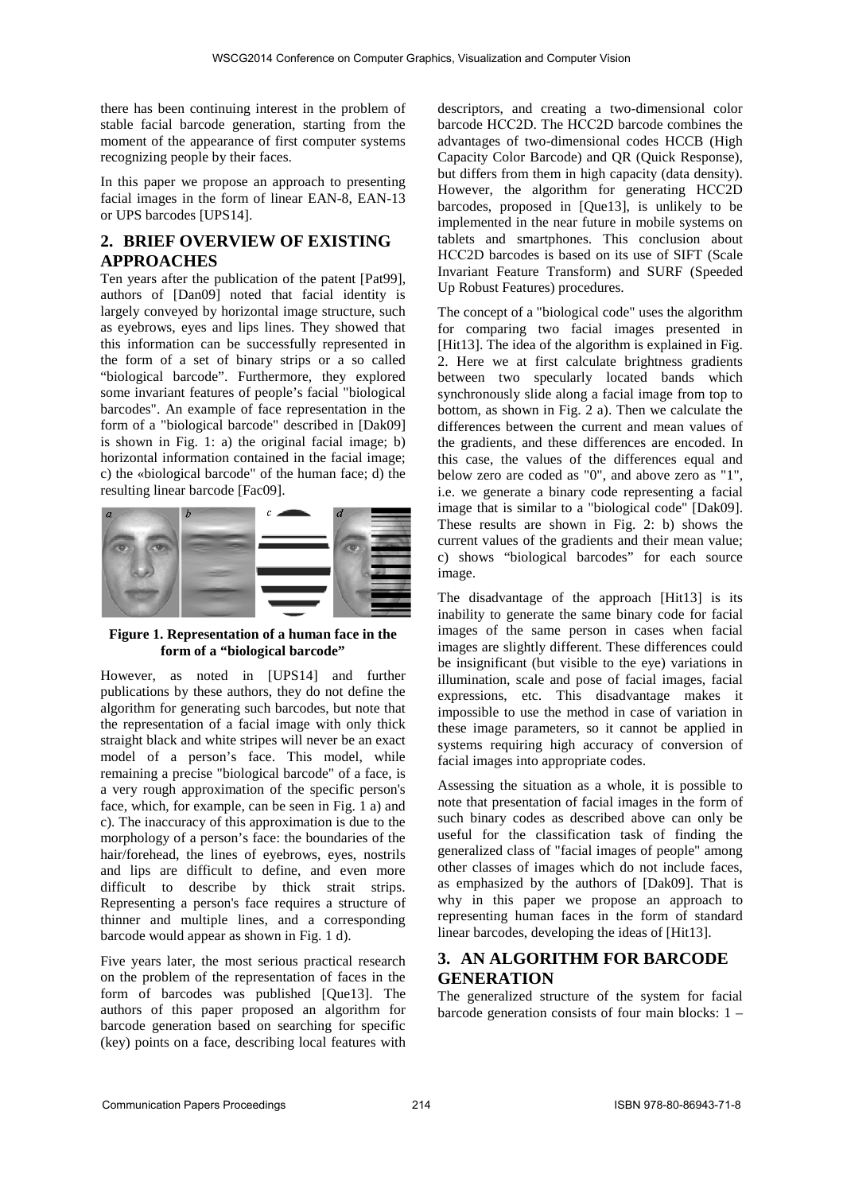there has been continuing interest in the problem of stable facial barcode generation, starting from the moment of the appearance of first computer systems recognizing people by their faces.

In this paper we propose an approach to presenting facial images in the form of linear EAN-8, EAN-13 or UPS barcodes [UPS14].

## 2. BRIEF OVERVIEW OF EXISTING APPROACHES

Ten years after the publication of the patent [Pat99], authors of [Dan09] noted that facial identity is largely conveyed by horizontal image structure, such as eyebrows, eyes and lips lines. They showed that this information can be successfully represented in the form of a set of binary strips or a so called "biological barcode". Furthermore, they explored some invariant features of people's facial "biological barcodes". An example of face representation in the form of a "biological barcode" described in [Dak09] is shown in Fig. 1: a) the original facial image; b) horizontal information contained in the facial image; c) the «biological barcode" of the human face; d) the resulting linear barcode [Fac09].

**Figure 1. Representation of a human face in the form of a "biological barcode"**

However, as noted in [UPS14] and further publications by these authors, they do not define the algorithm for generating such barcodes, but note that the representation of a facial image with only thick straight black and white stripes will never be an exact model of a person's face. This model, while remaining a precise "biological barcode" of a face, is a very rough approximation of the specific person's face, which, for example, can be seen in Fig. 1 a) and c). The inaccuracy of this approximation is due to the morphology of a person's face: the boundaries of the hair/forehead, the lines of eyebrows, eyes, nostrils and lips are difficult to define, and even more difficult to describe by thick strait strips. Representing a person's face requires a structure of thinner and multiple lines, and a corresponding barcode would appear as shown in Fig. 1 d).

Five years later, the most serious practical research on the problem of the representation of faces in the form of barcodes was published [Que13]. The authors of this paper proposed an algorithm for barcode generation based on searching for specific (key) points on a face, describing local features with descriptors, and creating a two-dimensional color barcode HCC2D. The HCC2D barcode combines the advantages of two-dimensional codes HCCB (High Capacity Color Barcode) and QR (Quick Response), but differs from them in high capacity (data density). However, the algorithm for generating HCC2D barcodes, proposed in [Que13], is unlikely to be implemented in the near future in mobile systems on tablets and smartphones. This conclusion about HCC2D barcodes is based on its use of SIFT (Scale Invariant Feature Transform) and SURF (Speeded Up Robust Features) procedures.

The concept of a "biological code" uses the algorithm for comparing two facial images presented in [Hit13]. The idea of the algorithm is explained in Fig. 2. Here we at first calculate brightness gradients between two specularly located bands which synchronously slide along a facial image from top to bottom, as shown in Fig. 2 a). Then we calculate the differences between the current and mean values of the gradients, and these differences are encoded. In this case, the values of the differences equal and below zero are coded as "0", and above zero as "1", i.e. we generate a binary code representing a facial image that is similar to a "biological code" [Dak09]. These results are shown in Fig. 2: b) shows the current values of the gradients and their mean value; c) shows "biological barcodes" for each source image.

The disadvantage of the approach [Hit13] is its inability to generate the same binary code for facial images of the same person in cases when facial images are slightly different. These differences could be insignificant (but visible to the eye) variations in illumination, scale and pose of facial images, facial expressions, etc. This disadvantage makes it impossible to use the method in case of variation in these image parameters, so it cannot be applied in systems requiring high accuracy of conversion of facial images into appropriate codes.

Assessing the situation as a whole, it is possible to note that presentation of facial images in the form of such binary codes as described above can only be useful for the classification task of finding the generalized class of "facial images of people" among other classes of images which do not include faces, as emphasized by the authors of [Dak09]. That is why in this paper we propose an approach to representing human faces in the form of standard linear barcodes, developing the ideas of [Hit13].

## 3. AN ALGORITHM FOR BARCODE GENERATION

The generalized structure of the system for facial barcode generation consists of four main blocks: 1 –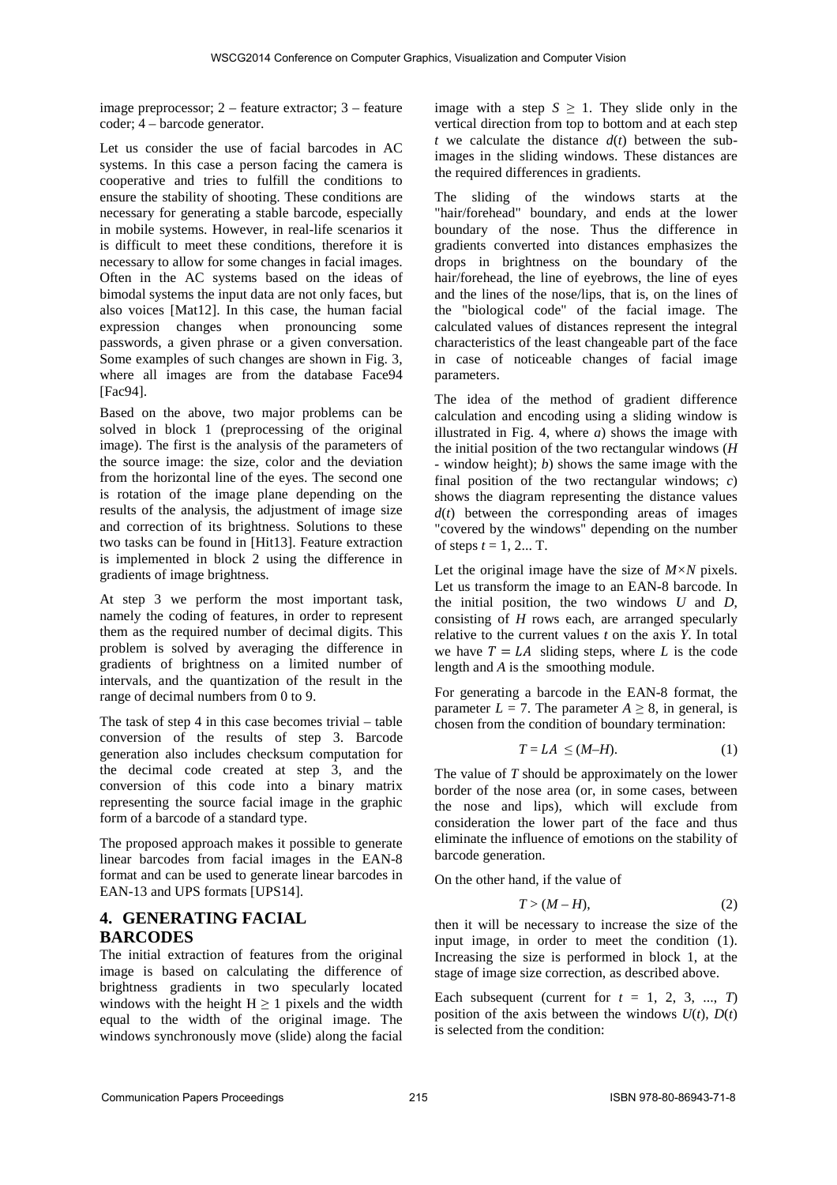image preprocessor; 2 – feature extractor; 3 – feature coder; 4 – barcode generator.

Let us consider the use of facial barcodes in AC systems. In this case a person facing the camera is cooperative and tries to fulfill the conditions to ensure the stability of shooting. These conditions are necessary for generating a stable barcode, especially in mobile systems. However, in real-life scenarios it is difficult to meet these conditions, therefore it is necessary to allow for some changes in facial images. Often in the AC systems based on the ideas of bimodal systems the input data are not only faces, but also voices [Mat12]. In this case, the human facial expression changes when pronouncing some passwords, a given phrase or a given conversation. Some examples of such changes are shown in Fig. 3, where all images are from the database Face94 [Fac94].

Based on the above, two major problems can be solved in block 1 (preprocessing of the original image). The first is the analysis of the parameters of the source image: the size, color and the deviation from the horizontal line of the eyes. The second one is rotation of the image plane depending on the results of the analysis, the adjustment of image size and correction of its brightness. Solutions to these two tasks can be found in [Hit13]. Feature extraction is implemented in block 2 using the difference in gradients of image brightness.

At step 3 we perform the most important task, namely the coding of features, in order to represent them as the required number of decimal digits. This problem is solved by averaging the difference in gradients of brightness on a limited number of intervals, and the quantization of the result in the range of decimal numbers from 0 to 9.

The task of step 4 in this case becomes trivial – table conversion of the results of step 3. Barcode generation also includes checksum computation for the decimal code created at step 3, and the conversion of this code into a binary matrix representing the source facial image in the graphic form of a barcode of a standard type.

The proposed approach makes it possible to generate linear barcodes from facial images in the EAN-8 format and can be used to generate linear barcodes in EAN-13 and UPS formats [UPS14].

# 4. GENERATING FACIAL BARCODES

The initial extraction of features from the original image is based on calculating the difference of brightness gradients in two specularly located windows with the height $H \geq 1$ pixels and the width equal to the width of the original image. The windows synchronously move (slide) along the facial image with a step $S \geq 1$. They slide only in the vertical direction from top to bottom and at each step $t$ we calculate the distance $d(t)$ between the sub-images in the sliding windows. These distances are the required differences in gradients.

The sliding of the windows starts at the "hair/forehead" boundary, and ends at the lower boundary of the nose. Thus the difference in gradients converted into distances emphasizes the drops in brightness on the boundary of the hair/forehead, the line of eyebrows, the line of eyes and the lines of the nose/lips, that is, on the lines of the "biological code" of the facial image. The calculated values of distances represent the integral characteristics of the least changeable part of the face in case of noticeable changes of facial image parameters.

The idea of the method of gradient difference calculation and encoding using a sliding window is illustrated in Fig. 4, where *a*) shows the image with the initial position of the two rectangular windows ($H$ - window height); *b*) shows the same image with the final position of the two rectangular windows; *c*) shows the diagram representing the distance values $d(t)$ between the corresponding areas of images "covered by the windows" depending on the number of steps $t = 1, 2... T$.

Let the original image have the size of $M \times N$ pixels. Let us transform the image to an EAN-8 barcode. In the initial position, the two windows $U$ and $D$, consisting of $H$ rows each, are arranged specularly relative to the current values $t$ on the axis $Y$. In total we have $T = LA$ sliding steps, where $L$ is the code length and $A$ is the smoothing module.

For generating a barcode in the EAN-8 format, the parameter $L = 7$. The parameter $A \geq 8$, in general, is chosen from the condition of boundary termination:

$$T = LA \leq (M - H). \tag{1}$$

The value of $T$ should be approximately on the lower border of the nose area (or, in some cases, between the nose and lips), which will exclude from consideration the lower part of the face and thus eliminate the influence of emotions on the stability of barcode generation.

On the other hand, if the value of

$$T > (M - H), \tag{2}$$

then it will be necessary to increase the size of the input image, in order to meet the condition (1). Increasing the size is performed in block 1, at the stage of image size correction, as described above.

Each subsequent (current for $t = 1, 2, 3, ..., T$) position of the axis between the windows $U(t)$, $D(t)$ is selected from the condition: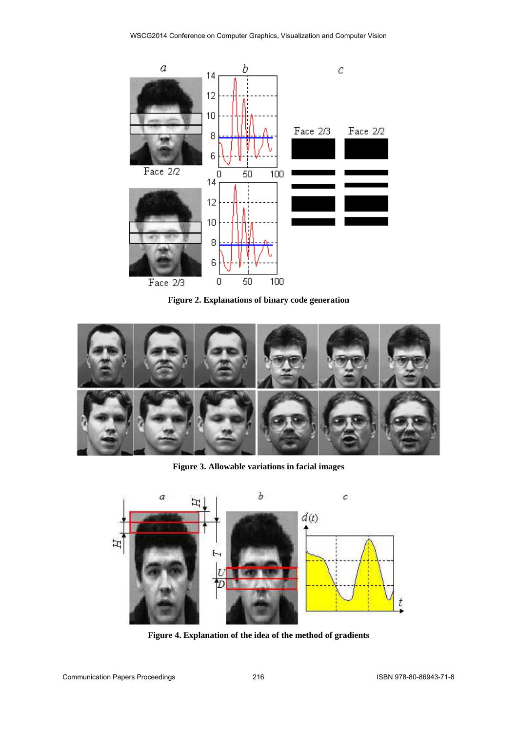Figure 2. Explanations of binary code generation

Figure 3. Allowable variations in facial images

Figure 4. Explanation of the idea of the method of gradients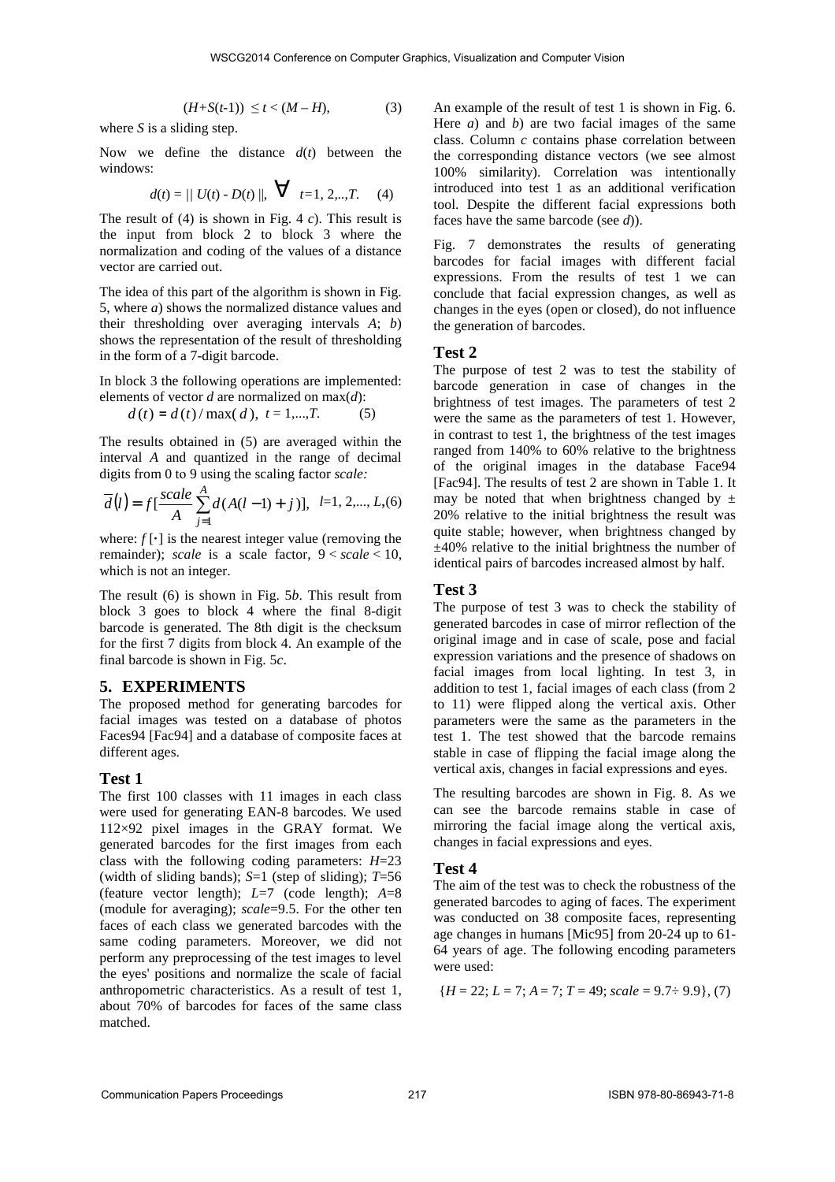$$(H+S(t\text{-}1)) \leq t < (M - H), \qquad (3)$$

where $S$ is a sliding step.

Now we define the distance $d(t)$ between the windows:

$$d(t) = \| U(t) - D(t) \|, \ \forall \ t=1, 2,..,T. \qquad (4)$$

The result of (4) is shown in Fig. 4 *c*). This result is the input from block 2 to block 3 where the normalization and coding of the values of a distance vector are carried out.

The idea of this part of the algorithm is shown in Fig. 5, where *a*) shows the normalized distance values and their thresholding over averaging intervals *A*; *b*) shows the representation of the result of thresholding in the form of a 7-digit barcode.

In block 3 the following operations are implemented: elements of vector *d* are normalized on max(*d*):

$$d(t) = d(t)/\max(d), \ t = 1,...,T. \qquad (5)$$

The results obtained in (5) are averaged within the interval *A* and quantized in the range of decimal digits from 0 to 9 using the scaling factor *scale:*

$$\overline{d}(l) = f[\frac{scale}{A}\sum_{j=1}^{A} d(A(l-1)+j)], \ l=1, 2,..., L, \qquad (6)$$

where: $f[\cdot]$ is the nearest integer value (removing the remainder); *scale* is a scale factor, $9 < scale < 10$, which is not an integer.

The result (6) is shown in Fig. 5*b*. This result from block 3 goes to block 4 where the final 8-digit barcode is generated. The 8th digit is the checksum for the first 7 digits from block 4. An example of the final barcode is shown in Fig. 5*c*.

## 5. EXPERIMENTS

The proposed method for generating barcodes for facial images was tested on a database of photos Faces94 [Fac94] and a database of composite faces at different ages.

### Test 1

The first 100 classes with 11 images in each class were used for generating EAN-8 barcodes. We used 112×92 pixel images in the GRAY format. We generated barcodes for the first images from each class with the following coding parameters: $H$=23 (width of sliding bands); $S$=1 (step of sliding); $T$=56 (feature vector length); $L$=7 (code length); $A$=8 (module for averaging); *scale*=9.5. For the other ten faces of each class we generated barcodes with the same coding parameters. Moreover, we did not perform any preprocessing of the test images to level the eyes' positions and normalize the scale of facial anthropometric characteristics. As a result of test 1, about 70% of barcodes for faces of the same class matched.

An example of the result of test 1 is shown in Fig. 6. Here *a*) and *b*) are two facial images of the same class. Column *c* contains phase correlation between the corresponding distance vectors (we see almost 100% similarity). Correlation was intentionally introduced into test 1 as an additional verification tool. Despite the different facial expressions both faces have the same barcode (see *d*)).

Fig. 7 demonstrates the results of generating barcodes for facial images with different facial expressions. From the results of test 1 we can conclude that facial expression changes, as well as changes in the eyes (open or closed), do not influence the generation of barcodes.

### Test 2

The purpose of test 2 was to test the stability of barcode generation in case of changes in the brightness of test images. The parameters of test 2 were the same as the parameters of test 1. However, in contrast to test 1, the brightness of the test images ranged from 140% to 60% relative to the brightness of the original images in the database Face94 [Fac94]. The results of test 2 are shown in Table 1. It may be noted that when brightness changed by ± 20% relative to the initial brightness the result was quite stable; however, when brightness changed by ±40% relative to the initial brightness the number of identical pairs of barcodes increased almost by half.

### Test 3

The purpose of test 3 was to check the stability of generated barcodes in case of mirror reflection of the original image and in case of scale, pose and facial expression variations and the presence of shadows on facial images from local lighting. In test 3, in addition to test 1, facial images of each class (from 2 to 11) were flipped along the vertical axis. Other parameters were the same as the parameters in the test 1. The test showed that the barcode remains stable in case of flipping the facial image along the vertical axis, changes in facial expressions and eyes.

The resulting barcodes are shown in Fig. 8. As we can see the barcode remains stable in case of mirroring the facial image along the vertical axis, changes in facial expressions and eyes.

### Test 4

The aim of the test was to check the robustness of the generated barcodes to aging of faces. The experiment was conducted on 38 composite faces, representing age changes in humans [Mic95] from 20-24 up to 61-64 years of age. The following encoding parameters were used:

$$\{H = 22;\ L = 7;\ A = 7;\ T = 49;\ scale = 9.7\div 9.9\}, \qquad (7)$$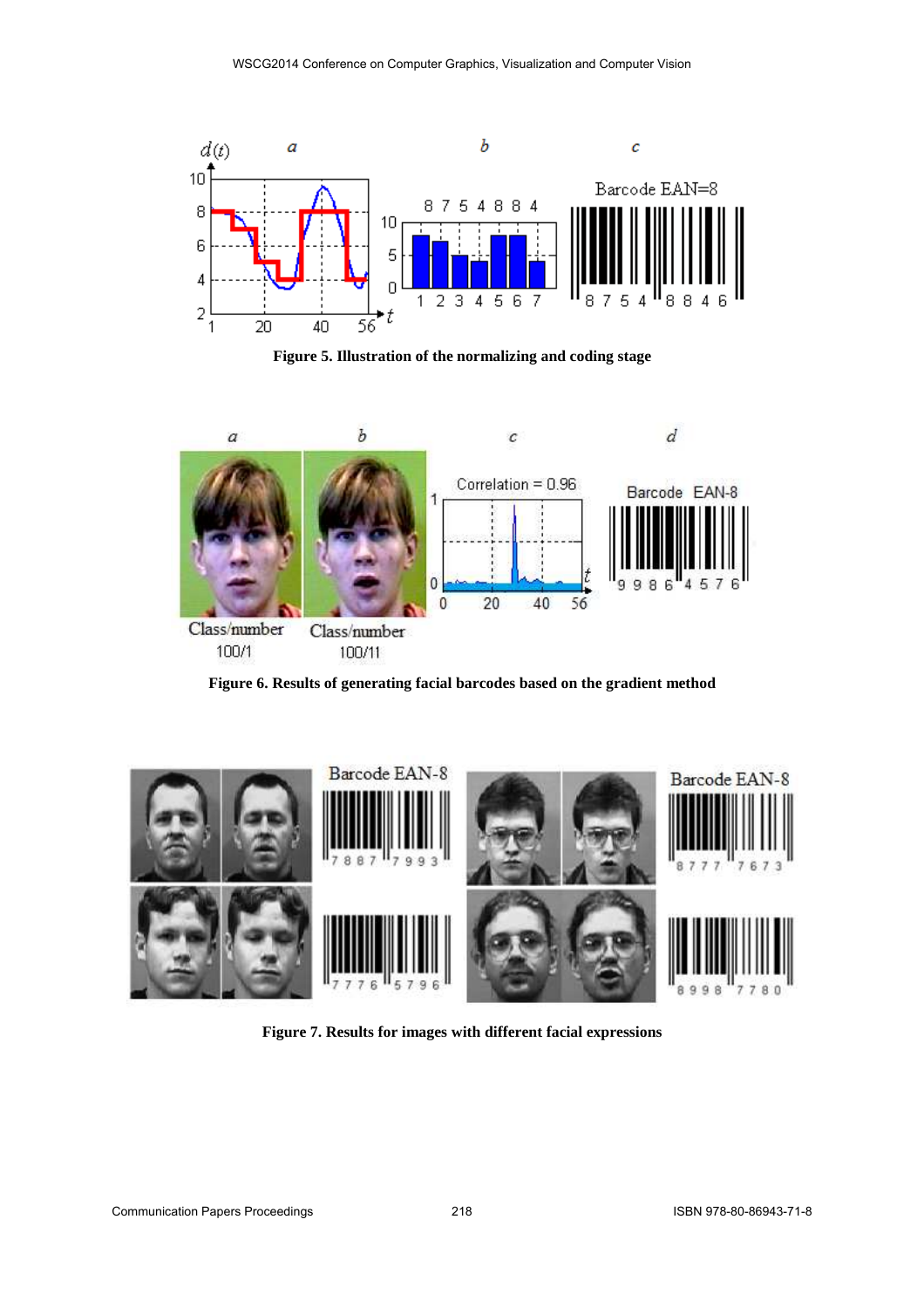**Figure 5. Illustration of the normalizing and coding stage**

**Figure 6. Results of generating facial barcodes based on the gradient method**

**Figure 7. Results for images with different facial expressions**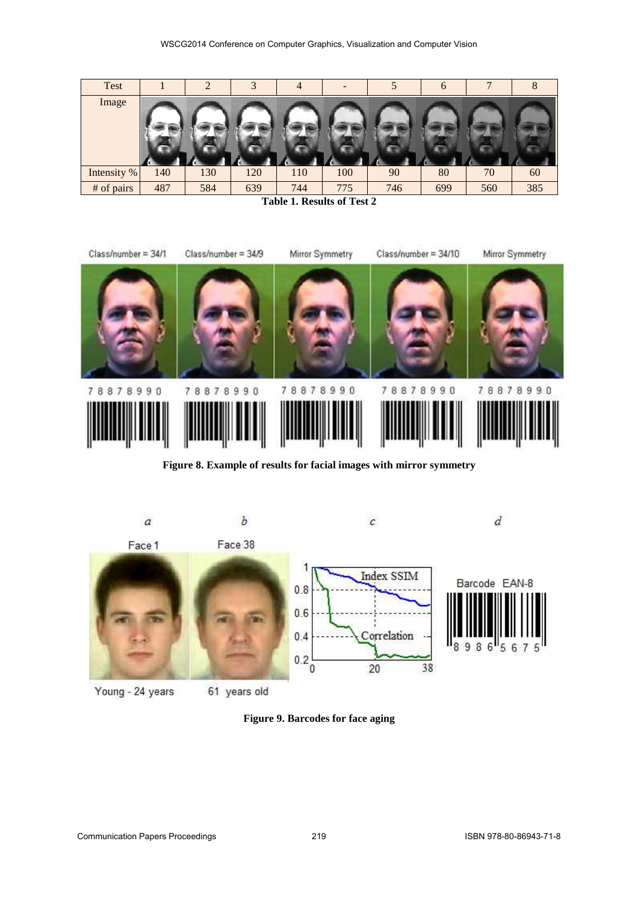| Test | 1 | 2 | 3 | 4 | - | 5 | 6 | 7 | 8 |
|---|---|---|---|---|---|---|---|---|---|
| Image | | | | | | | | | |
| Intensity % | 140 | 130 | 120 | 110 | 100 | 90 | 80 | 70 | 60 |
| # of pairs | 487 | 584 | 639 | 744 | 775 | 746 | 699 | 560 | 385 |

**Table 1. Results of Test 2**

**Figure 8. Example of results for facial images with mirror symmetry**

**Figure 9. Barcodes for face aging**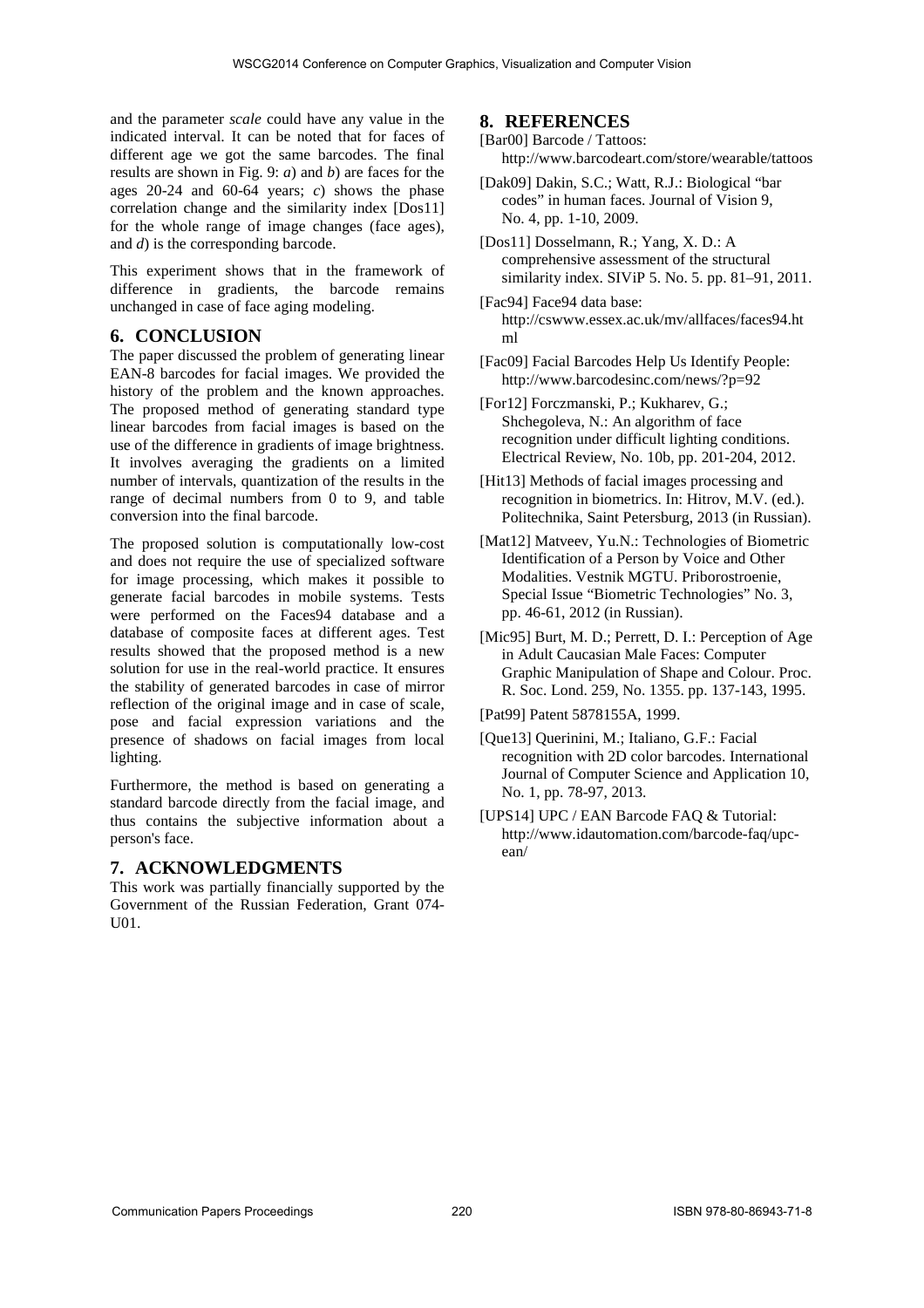and the parameter *scale* could have any value in the indicated interval. It can be noted that for faces of different age we got the same barcodes. The final results are shown in Fig. 9: *a*) and *b*) are faces for the ages 20-24 and 60-64 years; *c*) shows the phase correlation change and the similarity index [Dos11] for the whole range of image changes (face ages), and *d*) is the corresponding barcode.

This experiment shows that in the framework of difference in gradients, the barcode remains unchanged in case of face aging modeling.

## 6. CONCLUSION

The paper discussed the problem of generating linear EAN-8 barcodes for facial images. We provided the history of the problem and the known approaches. The proposed method of generating standard type linear barcodes from facial images is based on the use of the difference in gradients of image brightness. It involves averaging the gradients on a limited number of intervals, quantization of the results in the range of decimal numbers from 0 to 9, and table conversion into the final barcode.

The proposed solution is computationally low-cost and does not require the use of specialized software for image processing, which makes it possible to generate facial barcodes in mobile systems. Tests were performed on the Faces94 database and a database of composite faces at different ages. Test results showed that the proposed method is a new solution for use in the real-world practice. It ensures the stability of generated barcodes in case of mirror reflection of the original image and in case of scale, pose and facial expression variations and the presence of shadows on facial images from local lighting.

Furthermore, the method is based on generating a standard barcode directly from the facial image, and thus contains the subjective information about a person's face.

## 7. ACKNOWLEDGMENTS

This work was partially financially supported by the Government of the Russian Federation, Grant 074-U01.

## 8. REFERENCES

[Bar00] Barcode / Tattoos: http://www.barcodeart.com/store/wearable/tattoos

[Dak09] Dakin, S.C.; Watt, R.J.: Biological "bar codes" in human faces. Journal of Vision 9, No. 4, pp. 1-10, 2009.

[Dos11] Dosselmann, R.; Yang, X. D.: A comprehensive assessment of the structural similarity index. SIViP 5. No. 5. pp. 81–91, 2011.

[Fac94] Face94 data base: http://cswww.essex.ac.uk/mv/allfaces/faces94.html

[Fac09] Facial Barcodes Help Us Identify People: http://www.barcodesinc.com/news/?p=92

[For12] Forczmanski, P.; Kukharev, G.; Shchegoleva, N.: An algorithm of face recognition under difficult lighting conditions. Electrical Review, No. 10b, pp. 201-204, 2012.

[Hit13] Methods of facial images processing and recognition in biometrics. In: Hitrov, M.V. (ed.). Politechnika, Saint Petersburg, 2013 (in Russian).

[Mat12] Matveev, Yu.N.: Technologies of Biometric Identification of a Person by Voice and Other Modalities. Vestnik MGTU. Priborostroenie, Special Issue "Biometric Technologies" No. 3, pp. 46-61, 2012 (in Russian).

[Mic95] Burt, M. D.; Perrett, D. I.: Perception of Age in Adult Caucasian Male Faces: Computer Graphic Manipulation of Shape and Colour. Proc. R. Soc. Lond. 259, No. 1355. pp. 137-143, 1995.

[Pat99] Patent 5878155A, 1999.

[Que13] Querinini, M.; Italiano, G.F.: Facial recognition with 2D color barcodes. International Journal of Computer Science and Application 10, No. 1, pp. 78-97, 2013.

[UPS14] UPC / EAN Barcode FAQ & Tutorial: http://www.idautomation.com/barcode-faq/upc-ean/